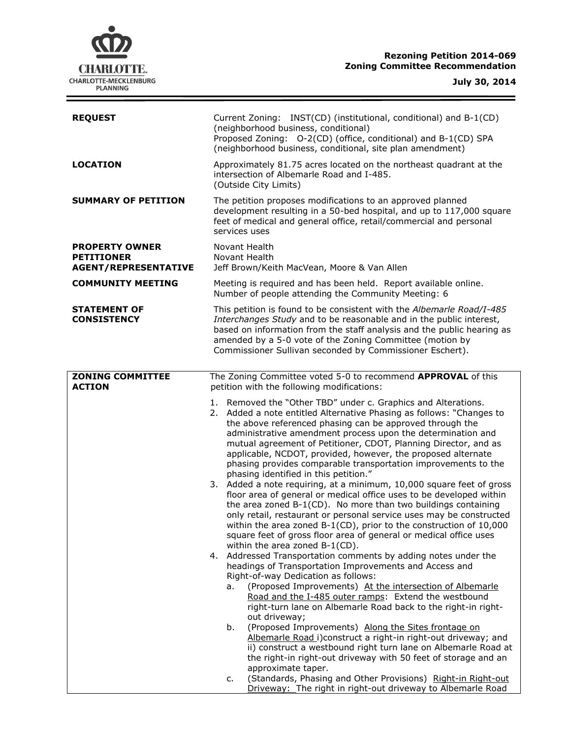**Rezoning Petition 2014-069**
**Zoning Committee Recommendation**

**July 30, 2014**

| | |
|---|---|
| **REQUEST** | Current Zoning: INST(CD) (institutional, conditional) and B-1(CD) (neighborhood business, conditional)<br>Proposed Zoning: O-2(CD) (office, conditional) and B-1(CD) SPA (neighborhood business, conditional, site plan amendment) |
| **LOCATION** | Approximately 81.75 acres located on the northeast quadrant at the intersection of Albemarle Road and I-485.<br>(Outside City Limits) |
| **SUMMARY OF PETITION** | The petition proposes modifications to an approved planned development resulting in a 50-bed hospital, and up to 117,000 square feet of medical and general office, retail/commercial and personal services uses |
| **PROPERTY OWNER**<br>**PETITIONER**<br>**AGENT/REPRESENTATIVE** | Novant Health<br>Novant Health<br>Jeff Brown/Keith MacVean, Moore & Van Allen |
| **COMMUNITY MEETING** | Meeting is required and has been held. Report available online.<br>Number of people attending the Community Meeting: 6 |
| **STATEMENT OF CONSISTENCY** | This petition is found to be consistent with the *Albemarle Road/I-485 Interchanges Study* and to be reasonable and in the public interest, based on information from the staff analysis and the public hearing as amended by a 5-0 vote of the Zoning Committee (motion by Commissioner Sullivan seconded by Commissioner Eschert). |

**ZONING COMMITTEE ACTION**

The Zoning Committee voted 5-0 to recommend **APPROVAL** of this petition with the following modifications:

1. Removed the "Other TBD" under c. Graphics and Alterations.
2. Added a note entitled Alternative Phasing as follows: "Changes to the above referenced phasing can be approved through the administrative amendment process upon the determination and mutual agreement of Petitioner, CDOT, Planning Director, and as applicable, NCDOT, provided, however, the proposed alternate phasing provides comparable transportation improvements to the phasing identified in this petition."
3. Added a note requiring, at a minimum, 10,000 square feet of gross floor area of general or medical office uses to be developed within the area zoned B-1(CD). No more than two buildings containing only retail, restaurant or personal service uses may be constructed within the area zoned B-1(CD), prior to the construction of 10,000 square feet of gross floor area of general or medical office uses within the area zoned B-1(CD).
4. Addressed Transportation comments by adding notes under the headings of Transportation Improvements and Access and Right-of-way Dedication as follows:
   a. (Proposed Improvements) <u>At the intersection of Albemarle Road and the I-485 outer ramps</u>: Extend the westbound right-turn lane on Albemarle Road back to the right-in right-out driveway;
   b. (Proposed Improvements) <u>Along the Sites frontage on Albemarle Road</u> i)construct a right-in right-out driveway; and ii) construct a westbound right turn lane on Albemarle Road at the right-in right-out driveway with 50 feet of storage and an approximate taper.
   c. (Standards, Phasing and Other Provisions) <u>Right-in Right-out Driveway:</u> The right in right-out driveway to Albemarle Road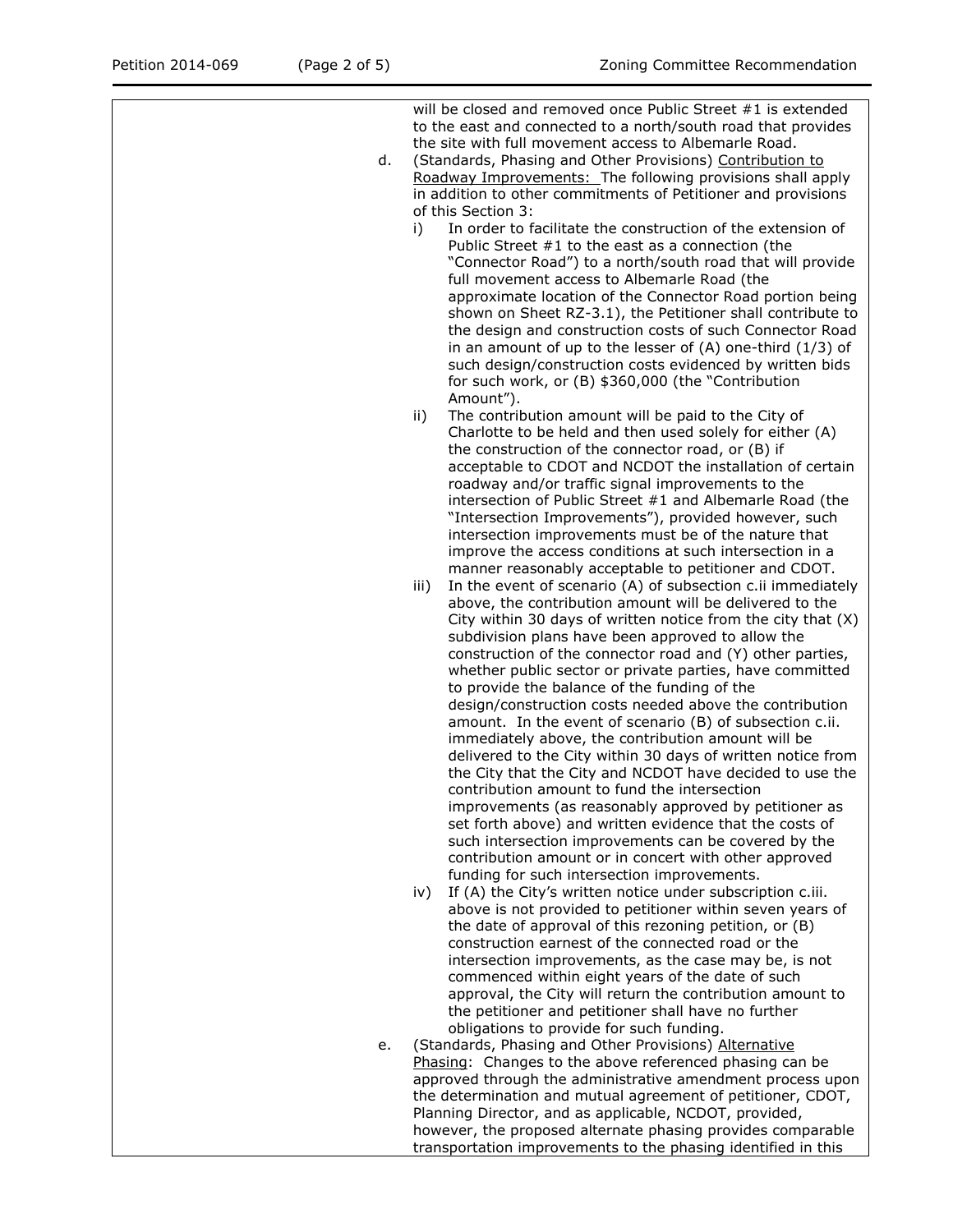will be closed and removed once Public Street #1 is extended to the east and connected to a north/south road that provides the site with full movement access to Albemarle Road.

d. (Standards, Phasing and Other Provisions) <u>Contribution to Roadway Improvements:</u> The following provisions shall apply in addition to other commitments of Petitioner and provisions of this Section 3:

   i) In order to facilitate the construction of the extension of Public Street #1 to the east as a connection (the "Connector Road") to a north/south road that will provide full movement access to Albemarle Road (the approximate location of the Connector Road portion being shown on Sheet RZ-3.1), the Petitioner shall contribute to the design and construction costs of such Connector Road in an amount of up to the lesser of (A) one-third (1/3) of such design/construction costs evidenced by written bids for such work, or (B) $360,000 (the "Contribution Amount").

   ii) The contribution amount will be paid to the City of Charlotte to be held and then used solely for either (A) the construction of the connector road, or (B) if acceptable to CDOT and NCDOT the installation of certain roadway and/or traffic signal improvements to the intersection of Public Street #1 and Albemarle Road (the "Intersection Improvements"), provided however, such intersection improvements must be of the nature that improve the access conditions at such intersection in a manner reasonably acceptable to petitioner and CDOT.

   iii) In the event of scenario (A) of subsection c.ii immediately above, the contribution amount will be delivered to the City within 30 days of written notice from the city that (X) subdivision plans have been approved to allow the construction of the connector road and (Y) other parties, whether public sector or private parties, have committed to provide the balance of the funding of the design/construction costs needed above the contribution amount. In the event of scenario (B) of subsection c.ii. immediately above, the contribution amount will be delivered to the City within 30 days of written notice from the City that the City and NCDOT have decided to use the contribution amount to fund the intersection improvements (as reasonably approved by petitioner as set forth above) and written evidence that the costs of such intersection improvements can be covered by the contribution amount or in concert with other approved funding for such intersection improvements.

   iv) If (A) the City's written notice under subscription c.iii. above is not provided to petitioner within seven years of the date of approval of this rezoning petition, or (B) construction earnest of the connected road or the intersection improvements, as the case may be, is not commenced within eight years of the date of such approval, the City will return the contribution amount to the petitioner and petitioner shall have no further obligations to provide for such funding.

e. (Standards, Phasing and Other Provisions) <u>Alternative Phasing</u>: Changes to the above referenced phasing can be approved through the administrative amendment process upon the determination and mutual agreement of petitioner, CDOT, Planning Director, and as applicable, NCDOT, provided, however, the proposed alternate phasing provides comparable transportation improvements to the phasing identified in this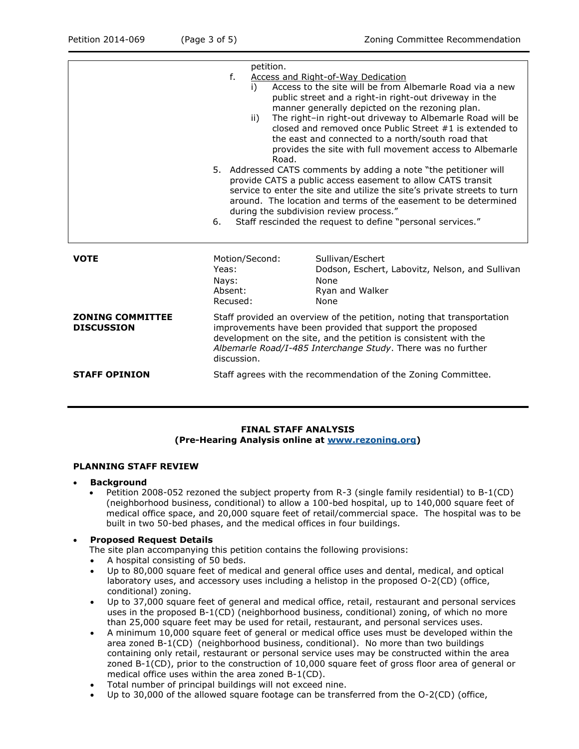petition.

f. Access and Right-of-Way Dedication
   i) Access to the site will be from Albemarle Road via a new public street and a right-in right-out driveway in the manner generally depicted on the rezoning plan.
   ii) The right–in right-out driveway to Albemarle Road will be closed and removed once Public Street #1 is extended to the east and connected to a north/south road that provides the site with full movement access to Albemarle Road.

5. Addressed CATS comments by adding a note "the petitioner will provide CATS a public access easement to allow CATS transit service to enter the site and utilize the site's private streets to turn around. The location and terms of the easement to be determined during the subdivision review process."
6. Staff rescinded the request to define "personal services."

| **VOTE** | | |
|---|---|---|
| | Motion/Second: | Sullivan/Eschert |
| | Yeas: | Dodson, Eschert, Labovitz, Nelson, and Sullivan |
| | Nays: | None |
| | Absent: | Ryan and Walker |
| | Recused: | None |

**ZONING COMMITTEE DISCUSSION**

Staff provided an overview of the petition, noting that transportation improvements have been provided that support the proposed development on the site, and the petition is consistent with the *Albemarle Road/I-485 Interchange Study*. There was no further discussion.

**STAFF OPINION**

Staff agrees with the recommendation of the Zoning Committee.

---

**FINAL STAFF ANALYSIS**
**(Pre-Hearing Analysis online at www.rezoning.org)**

**PLANNING STAFF REVIEW**

- **Background**
  - Petition 2008-052 rezoned the subject property from R-3 (single family residential) to B-1(CD) (neighborhood business, conditional) to allow a 100-bed hospital, up to 140,000 square feet of medical office space, and 20,000 square feet of retail/commercial space. The hospital was to be built in two 50-bed phases, and the medical offices in four buildings.

- **Proposed Request Details**

  The site plan accompanying this petition contains the following provisions:
  - A hospital consisting of 50 beds.
  - Up to 80,000 square feet of medical and general office uses and dental, medical, and optical laboratory uses, and accessory uses including a helistop in the proposed O-2(CD) (office, conditional) zoning.
  - Up to 37,000 square feet of general and medical office, retail, restaurant and personal services uses in the proposed B-1(CD) (neighborhood business, conditional) zoning, of which no more than 25,000 square feet may be used for retail, restaurant, and personal services uses.
  - A minimum 10,000 square feet of general or medical office uses must be developed within the area zoned B-1(CD) (neighborhood business, conditional). No more than two buildings containing only retail, restaurant or personal service uses may be constructed within the area zoned B-1(CD), prior to the construction of 10,000 square feet of gross floor area of general or medical office uses within the area zoned B-1(CD).
  - Total number of principal buildings will not exceed nine.
  - Up to 30,000 of the allowed square footage can be transferred from the O-2(CD) (office,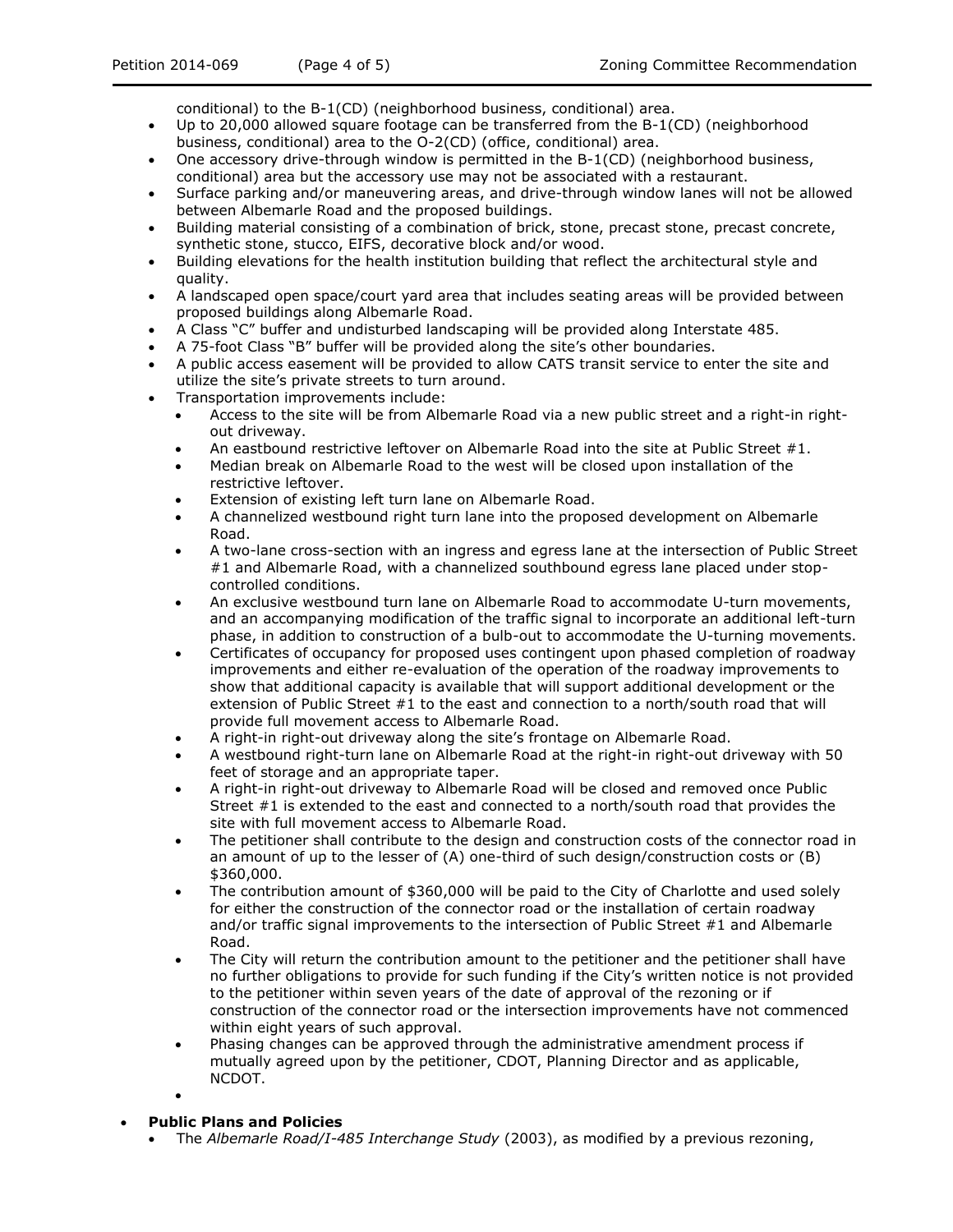conditional) to the B-1(CD) (neighborhood business, conditional) area.

- Up to 20,000 allowed square footage can be transferred from the B-1(CD) (neighborhood business, conditional) area to the O-2(CD) (office, conditional) area.
- One accessory drive-through window is permitted in the B-1(CD) (neighborhood business, conditional) area but the accessory use may not be associated with a restaurant.
- Surface parking and/or maneuvering areas, and drive-through window lanes will not be allowed between Albemarle Road and the proposed buildings.
- Building material consisting of a combination of brick, stone, precast stone, precast concrete, synthetic stone, stucco, EIFS, decorative block and/or wood.
- Building elevations for the health institution building that reflect the architectural style and quality.
- A landscaped open space/court yard area that includes seating areas will be provided between proposed buildings along Albemarle Road.
- A Class "C" buffer and undisturbed landscaping will be provided along Interstate 485.
- A 75-foot Class "B" buffer will be provided along the site's other boundaries.
- A public access easement will be provided to allow CATS transit service to enter the site and utilize the site's private streets to turn around.
- Transportation improvements include:
  - Access to the site will be from Albemarle Road via a new public street and a right-in right-out driveway.
  - An eastbound restrictive leftover on Albemarle Road into the site at Public Street #1.
  - Median break on Albemarle Road to the west will be closed upon installation of the restrictive leftover.
  - Extension of existing left turn lane on Albemarle Road.
  - A channelized westbound right turn lane into the proposed development on Albemarle Road.
  - A two-lane cross-section with an ingress and egress lane at the intersection of Public Street #1 and Albemarle Road, with a channelized southbound egress lane placed under stop-controlled conditions.
  - An exclusive westbound turn lane on Albemarle Road to accommodate U-turn movements, and an accompanying modification of the traffic signal to incorporate an additional left-turn phase, in addition to construction of a bulb-out to accommodate the U-turning movements.
  - Certificates of occupancy for proposed uses contingent upon phased completion of roadway improvements and either re-evaluation of the operation of the roadway improvements to show that additional capacity is available that will support additional development or the extension of Public Street #1 to the east and connection to a north/south road that will provide full movement access to Albemarle Road.
  - A right-in right-out driveway along the site's frontage on Albemarle Road.
  - A westbound right-turn lane on Albemarle Road at the right-in right-out driveway with 50 feet of storage and an appropriate taper.
  - A right-in right-out driveway to Albemarle Road will be closed and removed once Public Street #1 is extended to the east and connected to a north/south road that provides the site with full movement access to Albemarle Road.
  - The petitioner shall contribute to the design and construction costs of the connector road in an amount of up to the lesser of (A) one-third of such design/construction costs or (B) $360,000.
  - The contribution amount of $360,000 will be paid to the City of Charlotte and used solely for either the construction of the connector road or the installation of certain roadway and/or traffic signal improvements to the intersection of Public Street #1 and Albemarle Road.
  - The City will return the contribution amount to the petitioner and the petitioner shall have no further obligations to provide for such funding if the City's written notice is not provided to the petitioner within seven years of the date of approval of the rezoning or if construction of the connector road or the intersection improvements have not commenced within eight years of such approval.
  - Phasing changes can be approved through the administrative amendment process if mutually agreed upon by the petitioner, CDOT, Planning Director and as applicable, NCDOT.

- **Public Plans and Policies**
  - The *Albemarle Road/I-485 Interchange Study* (2003), as modified by a previous rezoning,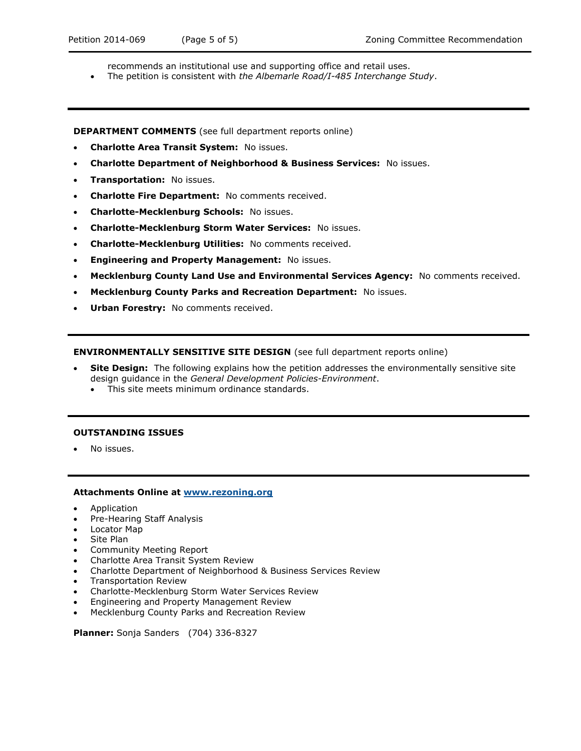recommends an institutional use and supporting office and retail uses.

- The petition is consistent with *the Albemarle Road/I-485 Interchange Study*.

---

**DEPARTMENT COMMENTS** (see full department reports online)

- **Charlotte Area Transit System:** No issues.
- **Charlotte Department of Neighborhood & Business Services:** No issues.
- **Transportation:** No issues.
- **Charlotte Fire Department:** No comments received.
- **Charlotte-Mecklenburg Schools:** No issues.
- **Charlotte-Mecklenburg Storm Water Services:** No issues.
- **Charlotte-Mecklenburg Utilities:** No comments received.
- **Engineering and Property Management:** No issues.
- **Mecklenburg County Land Use and Environmental Services Agency:** No comments received.
- **Mecklenburg County Parks and Recreation Department:** No issues.
- **Urban Forestry:** No comments received.

---

**ENVIRONMENTALLY SENSITIVE SITE DESIGN** (see full department reports online)

- **Site Design:** The following explains how the petition addresses the environmentally sensitive site design guidance in the *General Development Policies-Environment*.
  - This site meets minimum ordinance standards.

---

**OUTSTANDING ISSUES**

- No issues.

---

**Attachments Online at [www.rezoning.org](http://www.rezoning.org)**

- Application
- Pre-Hearing Staff Analysis
- Locator Map
- Site Plan
- Community Meeting Report
- Charlotte Area Transit System Review
- Charlotte Department of Neighborhood & Business Services Review
- Transportation Review
- Charlotte-Mecklenburg Storm Water Services Review
- Engineering and Property Management Review
- Mecklenburg County Parks and Recreation Review

**Planner:** Sonja Sanders (704) 336-8327